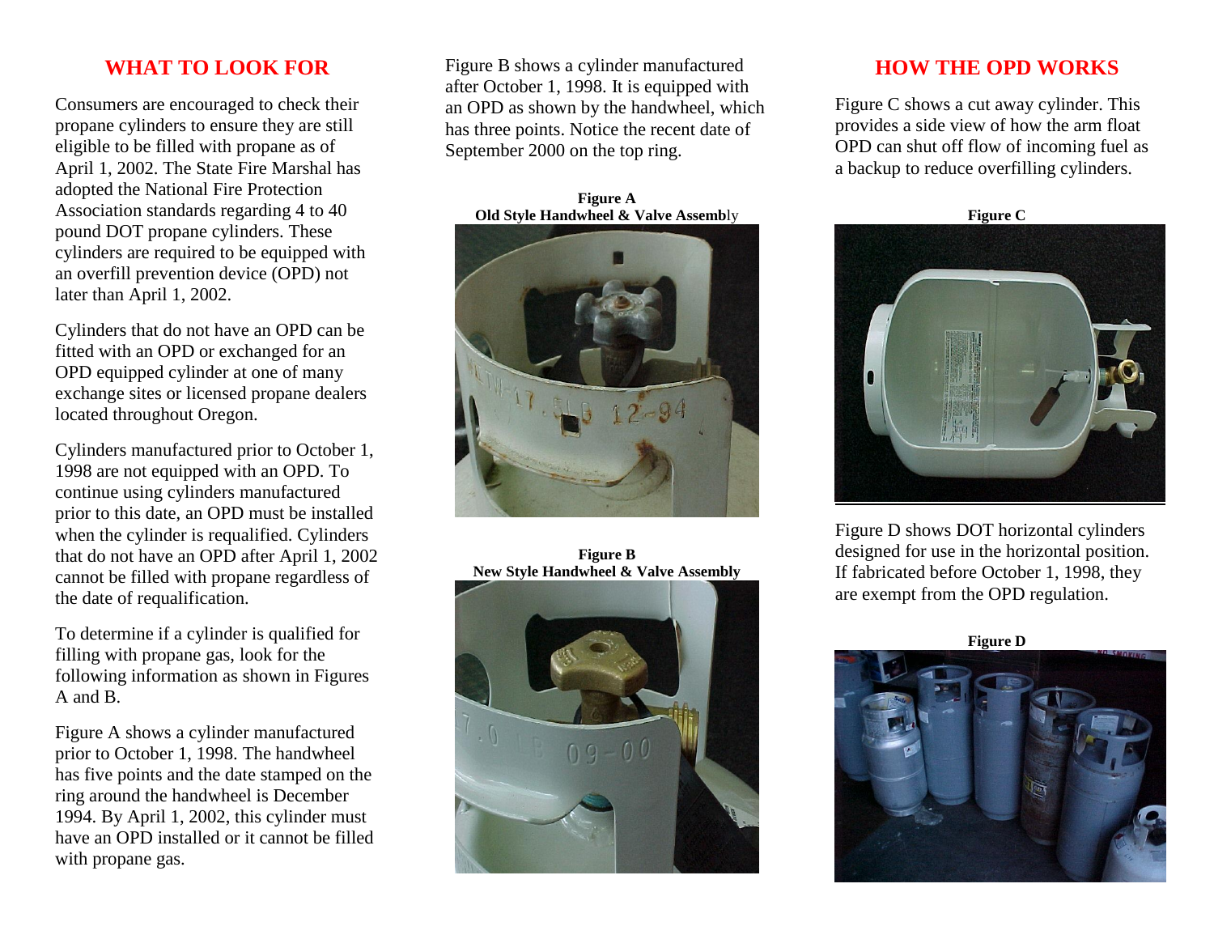## WHAT TO LOOK FOR

Consumers are encouraged to check their propane cylinders to ensure they are still eligible to be filled with propane as of April 1, 2002. The State Fire Marshal has adopted the National Fire Protection Association standards regarding 4 to 40 pound DOT propane cylinders. These cylinders are required to be equipped with an overfill prevention device (OPD) not later than April 1, 2002.

Cylinders that do not have an OPD can be fitted with an OPD or exchanged for an OPD equipped cylinder at one of many exchange sites or licensed propane dealers located throughout Oregon.

Cylinders manufactured prior to October 1, 1998 are not equipped with an OPD. To continue using cylinders manufactured prior to this date, an OPD must be installed when the cylinder is requalified. Cylinders that do not have an OPD after April 1, 2002 cannot be filled with propane regardless of the date of requalification.

To determine if a cylinder is qualified for filling with propane gas, look for the following information as shown in Figures A and B.

Figure A shows a cylinder manufactured prior to October 1, 1998. The handwheel has five points and the date stamped on the ring around the handwheel is December 1994. By April 1, 2002, this cylinder must have an OPD installed or it cannot be filled with propane gas.

Figure B shows a cylinder manufactured after October 1, 1998. It is equipped with an OPD as shown by the handwheel, which has three points. Notice the recent date of September 2000 on the top ring.

**Figure A**
**Old Style Handwheel & Valve Assembly**

**Figure B**
**New Style Handwheel & Valve Assembly**

## HOW THE OPD WORKS

Figure C shows a cut away cylinder. This provides a side view of how the arm float OPD can shut off flow of incoming fuel as a backup to reduce overfilling cylinders.

**Figure C**

Figure D shows DOT horizontal cylinders designed for use in the horizontal position. If fabricated before October 1, 1998, they are exempt from the OPD regulation.

**Figure D**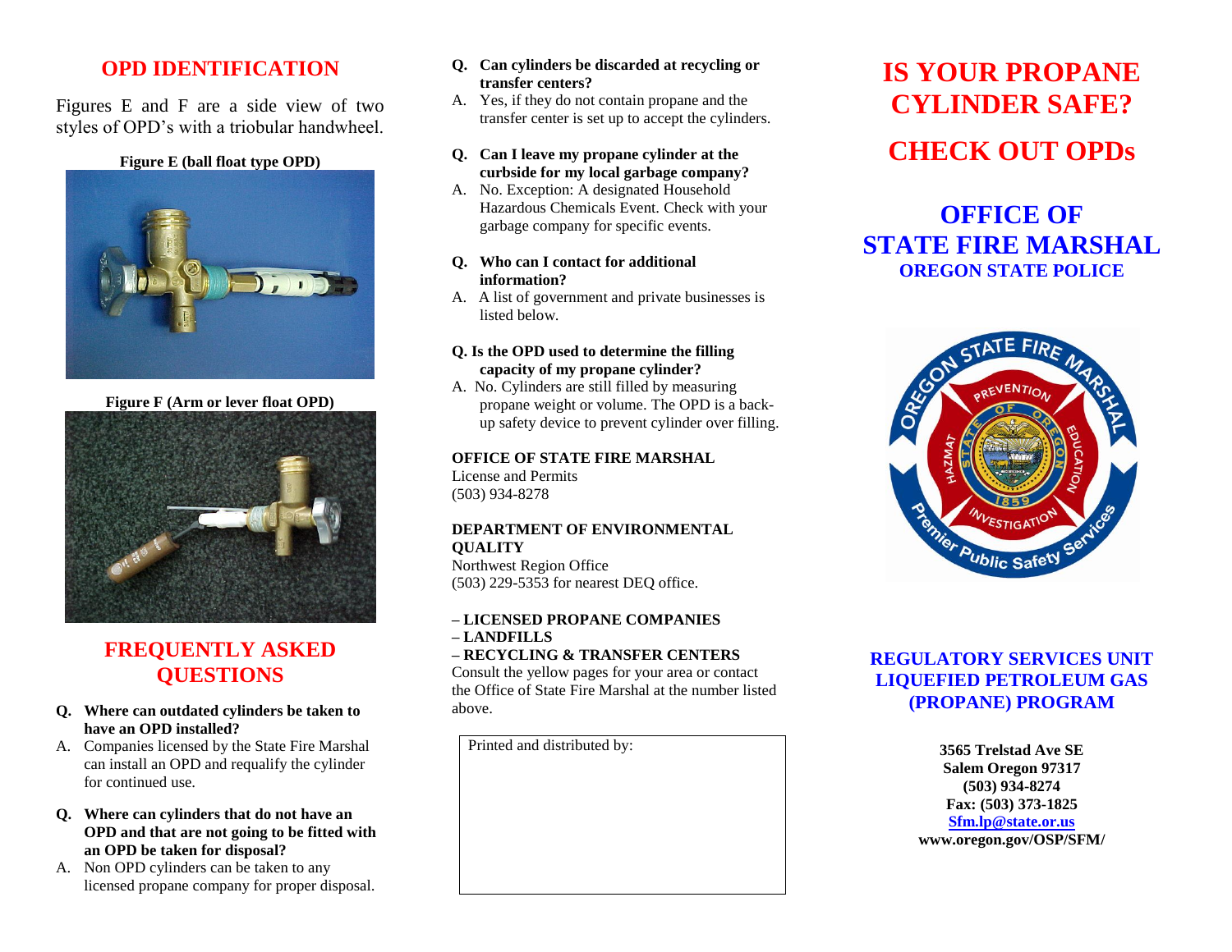## OPD IDENTIFICATION

Figures E and F are a side view of two styles of OPD's with a triobular handwheel.

**Figure E (ball float type OPD)**

**Figure F (Arm or lever float OPD)**

## FREQUENTLY ASKED QUESTIONS

**Q. Where can outdated cylinders be taken to have an OPD installed?**

A. Companies licensed by the State Fire Marshal can install an OPD and requalify the cylinder for continued use.

**Q. Where can cylinders that do not have an OPD and that are not going to be fitted with an OPD be taken for disposal?**

A. Non OPD cylinders can be taken to any licensed propane company for proper disposal.

**Q. Can cylinders be discarded at recycling or transfer centers?**

A. Yes, if they do not contain propane and the transfer center is set up to accept the cylinders.

**Q. Can I leave my propane cylinder at the curbside for my local garbage company?**

A. No. Exception: A designated Household Hazardous Chemicals Event. Check with your garbage company for specific events.

**Q. Who can I contact for additional information?**

A. A list of government and private businesses is listed below.

**Q. Is the OPD used to determine the filling capacity of my propane cylinder?**

A. No. Cylinders are still filled by measuring propane weight or volume. The OPD is a back-up safety device to prevent cylinder over filling.

**OFFICE OF STATE FIRE MARSHAL**
License and Permits
(503) 934-8278

**DEPARTMENT OF ENVIRONMENTAL QUALITY**
Northwest Region Office
(503) 229-5353 for nearest DEQ office.

**– LICENSED PROPANE COMPANIES**
**– LANDFILLS**
**– RECYCLING & TRANSFER CENTERS**
Consult the yellow pages for your area or contact the Office of State Fire Marshal at the number listed above.

Printed and distributed by:

# IS YOUR PROPANE CYLINDER SAFE?

# CHECK OUT OPDs

## OFFICE OF STATE FIRE MARSHAL
### OREGON STATE POLICE

OREGON STATE FIRE MARSHAL
PREVENTION
EDUCATION
INVESTIGATION
HAZMAT
1859
Premier Public Safety Services

### REGULATORY SERVICES UNIT LIQUEFIED PETROLEUM GAS (PROPANE) PROGRAM

**3565 Trelstad Ave SE**
**Salem Oregon 97317**
**(503) 934-8274**
**Fax: (503) 373-1825**
**Sfm.lp@state.or.us**
**www.oregon.gov/OSP/SFM/**